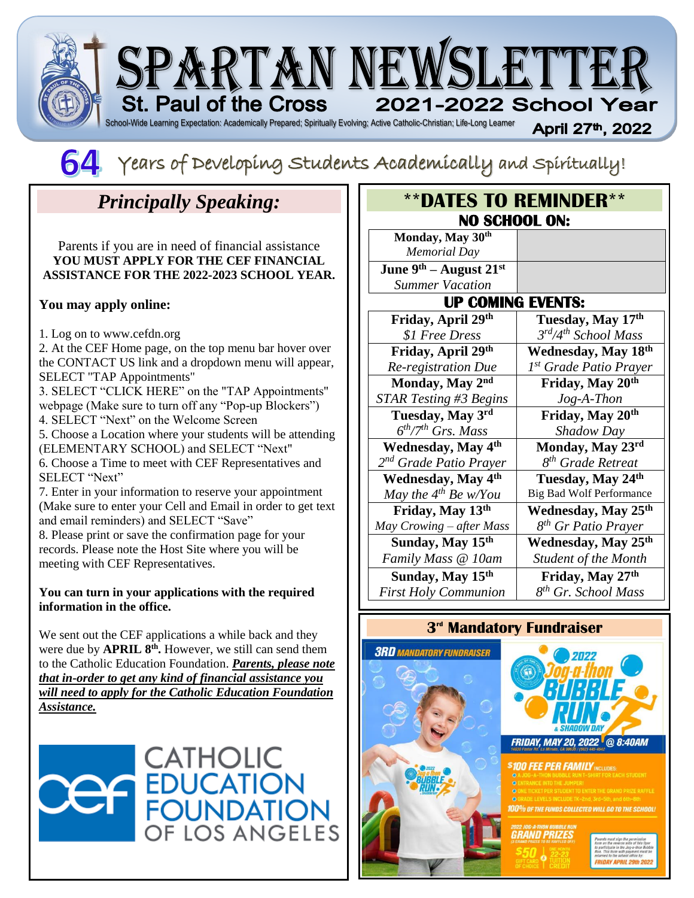# SPARTAN NEWSLETTER

**St. Paul of the Cross** — **2021-2022 School Year**

School-Wide Learning Expectation: Academically Prepared; Spiritually Evolving; Active Catholic-Christian; Life-Long Learner

**April 27th, 2022**

## 64 Years of Developing Students Academically and Spiritually!

## *Principally Speaking:*

Parents if you are in need of financial assistance **YOU MUST APPLY FOR THE CEF FINANCIAL ASSISTANCE FOR THE 2022-2023 SCHOOL YEAR.**

**You may apply online:**

1. Log on to www.cefdn.org
2. At the CEF Home page, on the top menu bar hover over the CONTACT US link and a dropdown menu will appear, SELECT "TAP Appointments"
3. SELECT "CLICK HERE" on the "TAP Appointments" webpage (Make sure to turn off any "Pop-up Blockers")
4. SELECT "Next" on the Welcome Screen
5. Choose a Location where your students will be attending (ELEMENTARY SCHOOL) and SELECT "Next"
6. Choose a Time to meet with CEF Representatives and SELECT "Next"
7. Enter in your information to reserve your appointment (Make sure to enter your Cell and Email in order to get text and email reminders) and SELECT "Save"
8. Please print or save the confirmation page for your records. Please note the Host Site where you will be meeting with CEF Representatives.

**You can turn in your applications with the required information in the office.**

We sent out the CEF applications a while back and they were due by **APRIL 8th.** However, we still can send them to the Catholic Education Foundation. ***Parents, please note that in-order to get any kind of financial assistance you will need to apply for the Catholic Education Foundation Assistance.***

CEF CATHOLIC EDUCATION FOUNDATION OF LOS ANGELES

## **DATES TO REMINDER**

### NO SCHOOL ON:

| | |
|---|---|
| **Monday, May 30th** *Memorial Day* | |
| **June 9th – August 21st** *Summer Vacation* | |

### UP COMING EVENTS:

| | |
|---|---|
| **Friday, April 29th** *$1 Free Dress* | **Tuesday, May 17th** *3rd/4th School Mass* |
| **Friday, April 29th** Re-registration Due | **Wednesday, May 18th** *1st Grade Patio Prayer* |
| **Monday, May 2nd** *STAR Testing #3 Begins* | **Friday, May 20th** *Jog-A-Thon* |
| **Tuesday, May 3rd** *6th/7th Grs. Mass* | **Friday, May 20th** *Shadow Day* |
| **Wednesday, May 4th** *2nd Grade Patio Prayer* | **Monday, May 23rd** *8th Grade Retreat* |
| **Wednesday, May 4th** *May the 4th Be w/You* | **Tuesday, May 24th** Big Bad Wolf Performance |
| **Friday, May 13th** *May Crowing – after Mass* | **Wednesday, May 25th** *8th Gr Patio Prayer* |
| **Sunday, May 15th** *Family Mass @ 10am* | **Wednesday, May 25th** *Student of the Month* |
| **Sunday, May 15th** *First Holy Communion* | **Friday, May 27th** *8th Gr. School Mass* |

### 3rd Mandatory Fundraiser

**3RD MANDATORY FUNDRAISER**

**2022 Jog-a-thon BUBBLE RUN & SHADOW DAY**

**FRIDAY, MAY 20, 2022 @ 8:40AM**

14320 Foster Rd. La Mirada, CA 90638 / (562) 445-4842

**$100 FEE PER FAMILY** INCLUDES:
- A JOG-A-THON BUBBLE RUN T-SHIRT FOR EACH STUDENT
- ENTRANCE INTO THE JUMPER!
- ONE TICKET PER STUDENT TO ENTER THE GRAND PRIZE RAFFLE
- GRADE LEVELS INCLUDE TK–2nd, 3rd–5th, and 6th–8th

**100% OF THE FUNDS COLLECTED WILL GO TO THE SCHOOL!**

**2022 JOG-A-THON BUBBLE RUN GRAND PRIZES** (3 GRAND PRIZES TO BE RAFFLED OFF)

$50 GIFT CARD OF CHOICE | ONE MONTH 22-23 TUITION CREDIT

Parents must sign the permission form on the reverse side of this flyer to participate in the Jog-a-thon Bubble Run. This form with payment must be returned to the school office by: **FRIDAY APRIL 29th 2022**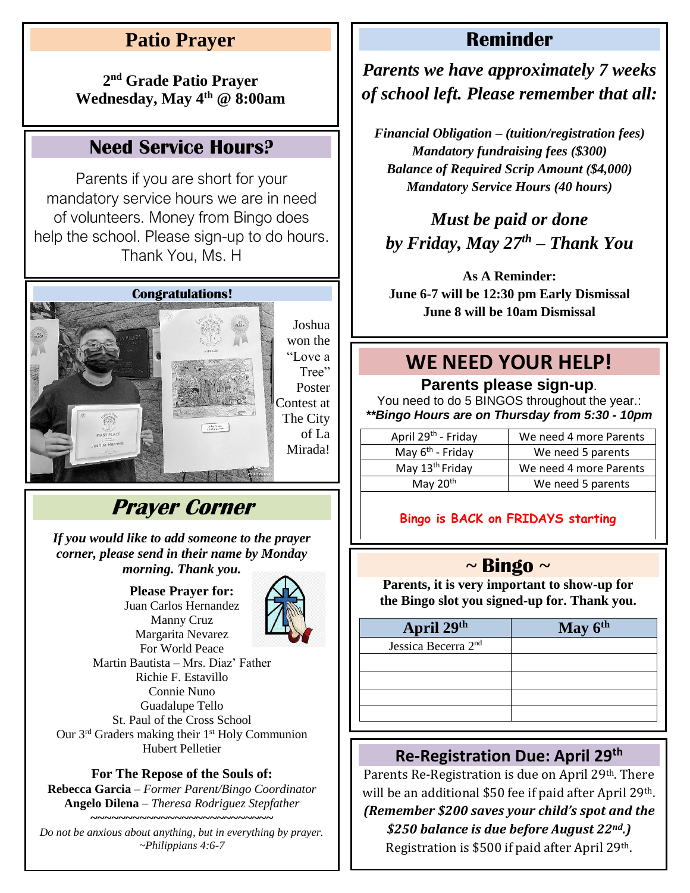## Patio Prayer

**2nd Grade Patio Prayer**
**Wednesday, May 4th @ 8:00am**

## Need Service Hours?

Parents if you are short for your mandatory service hours we are in need of volunteers. Money from Bingo does help the school. Please sign-up to do hours. Thank You, Ms. H

### Congratulations!

Joshua won the "Love a Tree" Poster Contest at The City of La Mirada!

## *Prayer Corner*

***If you would like to add someone to the prayer corner, please send in their name by Monday morning. Thank you.***

**Please Prayer for:**

Juan Carlos Hernandez
Manny Cruz
Margarita Nevarez
For World Peace
Martin Bautista – Mrs. Diaz' Father
Richie F. Estavillo
Connie Nuno
Guadalupe Tello
St. Paul of the Cross School
Our 3rd Graders making their 1st Holy Communion
Hubert Pelletier

**For The Repose of the Souls of:**

**Rebecca Garcia** – *Former Parent/Bingo Coordinator*
**Angelo Dilena** – *Theresa Rodriguez Stepfather*

~~~~~~~~~~~~~~~~~~~~~~~~~~~~

*Do not be anxious about anything, but in everything by prayer. ~Philippians 4:6-7*

## Reminder

***Parents we have approximately 7 weeks of school left. Please remember that all:***

***Financial Obligation – (tuition/registration fees)***
***Mandatory fundraising fees ($300)***
***Balance of Required Scrip Amount ($4,000)***
***Mandatory Service Hours (40 hours)***

***Must be paid or done by Friday, May 27th – Thank You***

**As A Reminder:**
**June 6-7 will be 12:30 pm Early Dismissal**
**June 8 will be 10am Dismissal**

## WE NEED YOUR HELP!

**Parents please sign-up.**

You need to do 5 BINGOS throughout the year.:

***Bingo Hours are on Thursday from 5:30 - 10pm**

| | |
|---|---|
| April 29th - Friday | We need 4 more Parents |
| May 6th - Friday | We need 5 parents |
| May 13th Friday | We need 4 more Parents |
| May 20th | We need 5 parents |

**Bingo is BACK on FRIDAYS starting**

## ~ Bingo ~

**Parents, it is very important to show-up for the Bingo slot you signed-up for. Thank you.**

| April 29th | May 6th |
|---|---|
| Jessica Becerra 2nd | |
| | |
| | |
| | |
| | |

## Re-Registration Due: April 29th

Parents Re-Registration is due on April 29th. There will be an additional $50 fee if paid after April 29th. ***(Remember $200 saves your child's spot and the $250 balance is due before August 22nd.)*** Registration is $500 if paid after April 29th.